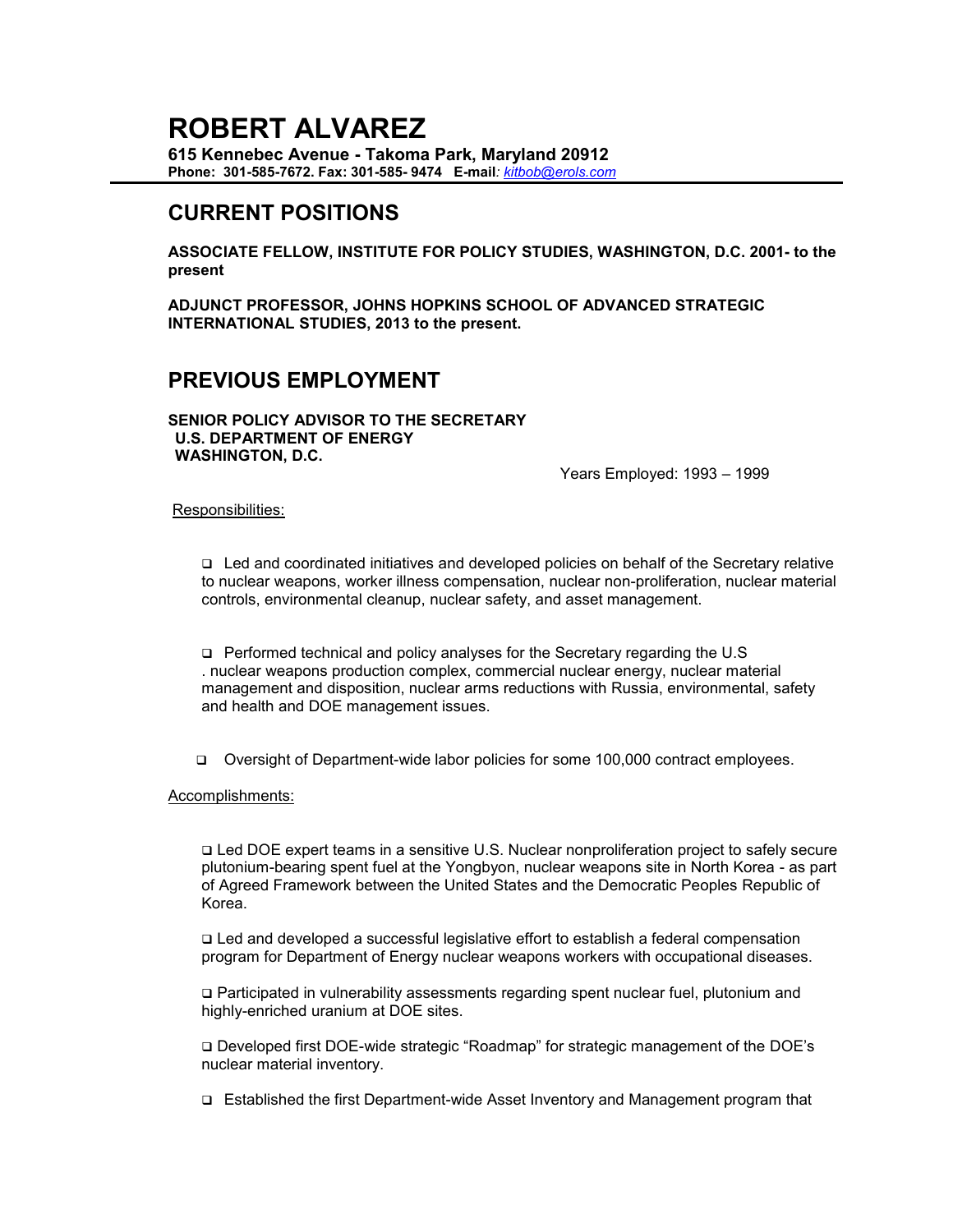# ROBERT ALVAREZ

**615 Kennebec Avenue - Takoma Park, Maryland 20912**
**Phone: 301-585-7672. Fax: 301-585- 9474 E-mail***: [kitbob@erols.com](mailto:kitbob@erols.com)*

## CURRENT POSITIONS

**ASSOCIATE FELLOW, INSTITUTE FOR POLICY STUDIES, WASHINGTON, D.C. 2001- to the present**

**ADJUNCT PROFESSOR, JOHNS HOPKINS SCHOOL OF ADVANCED STRATEGIC INTERNATIONAL STUDIES, 2013 to the present.**

## PREVIOUS EMPLOYMENT

**SENIOR POLICY ADVISOR TO THE SECRETARY**
**U.S. DEPARTMENT OF ENERGY**
**WASHINGTON, D.C.**

Years Employed: 1993 – 1999

Responsibilities:

- Led and coordinated initiatives and developed policies on behalf of the Secretary relative to nuclear weapons, worker illness compensation, nuclear non-proliferation, nuclear material controls, environmental cleanup, nuclear safety, and asset management.

- Performed technical and policy analyses for the Secretary regarding the U.S . nuclear weapons production complex, commercial nuclear energy, nuclear material management and disposition, nuclear arms reductions with Russia, environmental, safety and health and DOE management issues.

- Oversight of Department-wide labor policies for some 100,000 contract employees.

Accomplishments:

- Led DOE expert teams in a sensitive U.S. Nuclear nonproliferation project to safely secure plutonium-bearing spent fuel at the Yongbyon, nuclear weapons site in North Korea - as part of Agreed Framework between the United States and the Democratic Peoples Republic of Korea.

- Led and developed a successful legislative effort to establish a federal compensation program for Department of Energy nuclear weapons workers with occupational diseases.

- Participated in vulnerability assessments regarding spent nuclear fuel, plutonium and highly-enriched uranium at DOE sites.

- Developed first DOE-wide strategic "Roadmap" for strategic management of the DOE's nuclear material inventory.

- Established the first Department-wide Asset Inventory and Management program that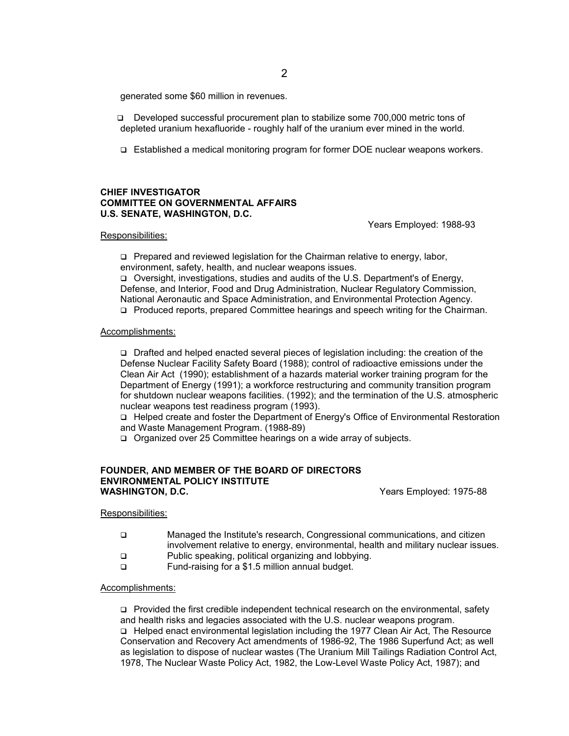generated some $60 million in revenues.

- Developed successful procurement plan to stabilize some 700,000 metric tons of depleted uranium hexafluoride - roughly half of the uranium ever mined in the world.
- Established a medical monitoring program for former DOE nuclear weapons workers.

**CHIEF INVESTIGATOR**
**COMMITTEE ON GOVERNMENTAL AFFAIRS**
**U.S. SENATE, WASHINGTON, D.C.**

Years Employed: 1988-93

Responsibilities:

- Prepared and reviewed legislation for the Chairman relative to energy, labor, environment, safety, health, and nuclear weapons issues.
- Oversight, investigations, studies and audits of the U.S. Department's of Energy, Defense, and Interior, Food and Drug Administration, Nuclear Regulatory Commission, National Aeronautic and Space Administration, and Environmental Protection Agency.
- Produced reports, prepared Committee hearings and speech writing for the Chairman.

Accomplishments:

- Drafted and helped enacted several pieces of legislation including: the creation of the Defense Nuclear Facility Safety Board (1988); control of radioactive emissions under the Clean Air Act (1990); establishment of a hazards material worker training program for the Department of Energy (1991); a workforce restructuring and community transition program for shutdown nuclear weapons facilities. (1992); and the termination of the U.S. atmospheric nuclear weapons test readiness program (1993).
- Helped create and foster the Department of Energy's Office of Environmental Restoration and Waste Management Program. (1988-89)
- Organized over 25 Committee hearings on a wide array of subjects.

**FOUNDER, AND MEMBER OF THE BOARD OF DIRECTORS**
**ENVIRONMENTAL POLICY INSTITUTE**
**WASHINGTON, D.C.**

Years Employed: 1975-88

Responsibilities:

- Managed the Institute's research, Congressional communications, and citizen involvement relative to energy, environmental, health and military nuclear issues.
- Public speaking, political organizing and lobbying.
- Fund-raising for a $1.5 million annual budget.

Accomplishments:

- Provided the first credible independent technical research on the environmental, safety and health risks and legacies associated with the U.S. nuclear weapons program.
- Helped enact environmental legislation including the 1977 Clean Air Act, The Resource Conservation and Recovery Act amendments of 1986-92, The 1986 Superfund Act; as well as legislation to dispose of nuclear wastes (The Uranium Mill Tailings Radiation Control Act, 1978, The Nuclear Waste Policy Act, 1982, the Low-Level Waste Policy Act, 1987); and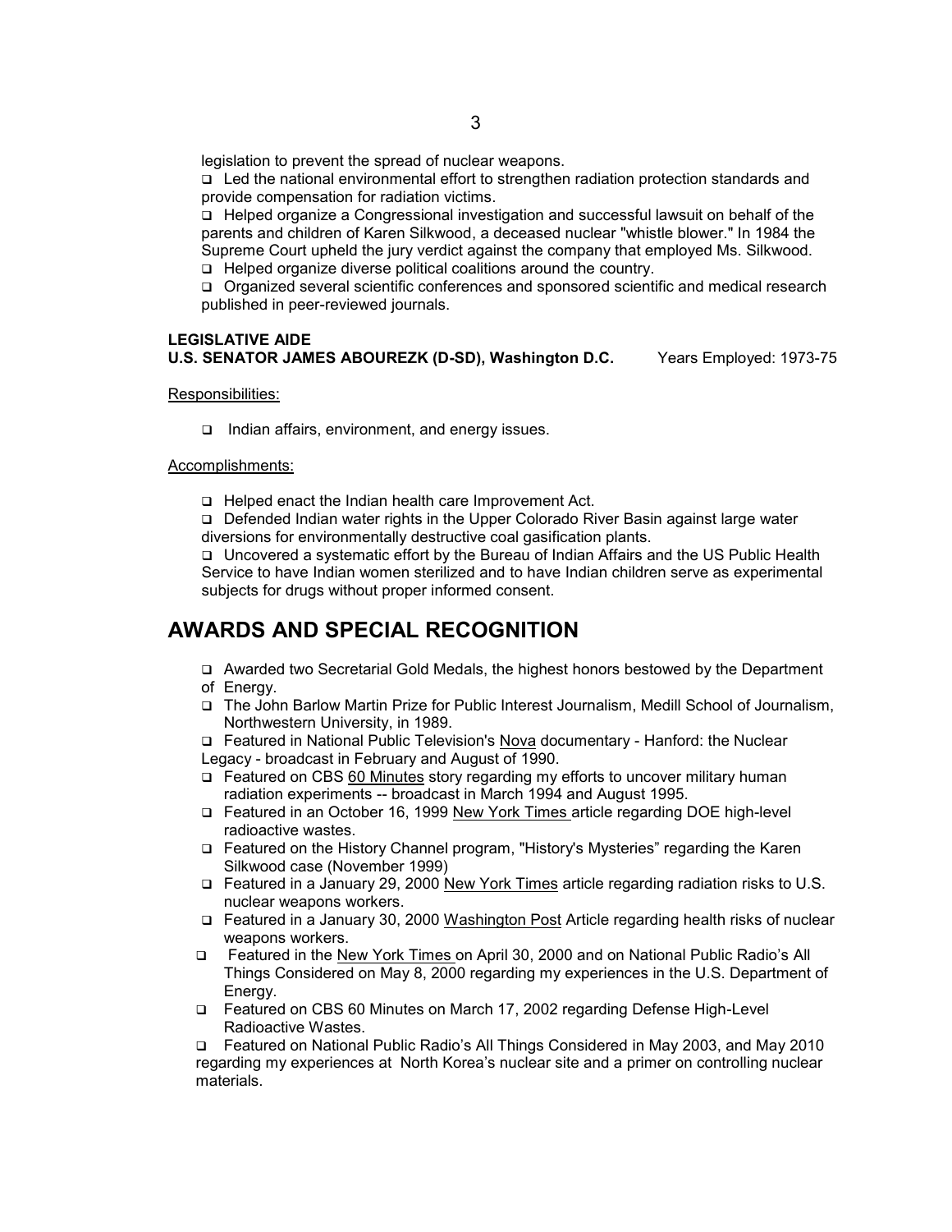legislation to prevent the spread of nuclear weapons.

- Led the national environmental effort to strengthen radiation protection standards and provide compensation for radiation victims.
- Helped organize a Congressional investigation and successful lawsuit on behalf of the parents and children of Karen Silkwood, a deceased nuclear "whistle blower." In 1984 the Supreme Court upheld the jury verdict against the company that employed Ms. Silkwood.
- Helped organize diverse political coalitions around the country.
- Organized several scientific conferences and sponsored scientific and medical research published in peer-reviewed journals.

**LEGISLATIVE AIDE**
**U.S. SENATOR JAMES ABOUREZK (D-SD), Washington D.C.** Years Employed: 1973-75

Responsibilities:

- Indian affairs, environment, and energy issues.

Accomplishments:

- Helped enact the Indian health care Improvement Act.
- Defended Indian water rights in the Upper Colorado River Basin against large water diversions for environmentally destructive coal gasification plants.
- Uncovered a systematic effort by the Bureau of Indian Affairs and the US Public Health Service to have Indian women sterilized and to have Indian children serve as experimental subjects for drugs without proper informed consent.

## AWARDS AND SPECIAL RECOGNITION

- Awarded two Secretarial Gold Medals, the highest honors bestowed by the Department of Energy.
- The John Barlow Martin Prize for Public Interest Journalism, Medill School of Journalism, Northwestern University, in 1989.
- Featured in National Public Television's Nova documentary - Hanford: the Nuclear Legacy - broadcast in February and August of 1990.
- Featured on CBS 60 Minutes story regarding my efforts to uncover military human radiation experiments -- broadcast in March 1994 and August 1995.
- Featured in an October 16, 1999 New York Times article regarding DOE high-level radioactive wastes.
- Featured on the History Channel program, "History's Mysteries" regarding the Karen Silkwood case (November 1999)
- Featured in a January 29, 2000 New York Times article regarding radiation risks to U.S. nuclear weapons workers.
- Featured in a January 30, 2000 Washington Post Article regarding health risks of nuclear weapons workers.
- Featured in the New York Times on April 30, 2000 and on National Public Radio's All Things Considered on May 8, 2000 regarding my experiences in the U.S. Department of Energy.
- Featured on CBS 60 Minutes on March 17, 2002 regarding Defense High-Level Radioactive Wastes.
- Featured on National Public Radio's All Things Considered in May 2003, and May 2010 regarding my experiences at North Korea's nuclear site and a primer on controlling nuclear materials.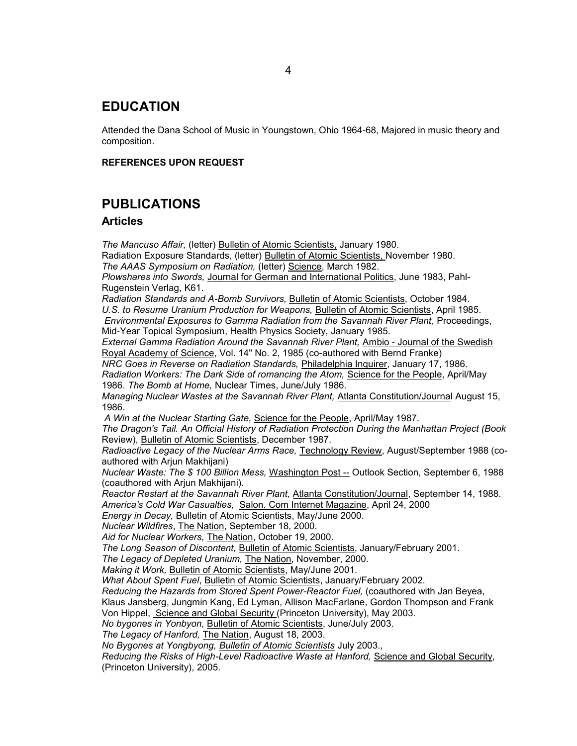## EDUCATION

Attended the Dana School of Music in Youngstown, Ohio 1964-68, Majored in music theory and composition.

**REFERENCES UPON REQUEST**

## PUBLICATIONS

### Articles

*The Mancuso Affair,* (letter) Bulletin of Atomic Scientists, January 1980.
Radiation Exposure Standards, (letter) Bulletin of Atomic Scientists, November 1980.
*The AAAS Symposium on Radiation,* (letter) Science, March 1982.
*Plowshares into Swords,* Journal for German and International Politics, June 1983, Pahl-Rugenstein Verlag, K61.
*Radiation Standards and A-Bomb Survivors,* Bulletin of Atomic Scientists, October 1984.
*U.S. to Resume Uranium Production for Weapons,* Bulletin of Atomic Scientists, April 1985.
*Environmental Exposures to Gamma Radiation from the Savannah River Plant*, Proceedings, Mid-Year Topical Symposium, Health Physics Society, January 1985.
*External Gamma Radiation Around the Savannah River Plant,* Ambio - Journal of the Swedish Royal Academy of Science, Vol. 14" No. 2, 1985 (co-authored with Bernd Franke)
*NRC Goes in Reverse on Radiation Standards,* Philadelphia Inquirer, January 17, 1986.
*Radiation Workers: The Dark Side of romancing the Atom,* Science for the People, April/May 1986. *The Bomb at Home,* Nuclear Times, June/July 1986.
*Managing Nuclear Wastes at the Savannah River Plant,* Atlanta Constitution/Journal August 15, 1986.
*A Win at the Nuclear Starting Gate,* Science for the People, April/May 1987.
*The Dragon's Tail. An Official History of Radiation Protection During the Manhattan Project (Book* Review), Bulletin of Atomic Scientists, December 1987.
*Radioactive Legacy of the Nuclear Arms Race,* Technology Review, August/September 1988 (co-authored with Arjun Makhijani)
*Nuclear Waste: The $ 100 Billion Mess,* Washington Post -- Outlook Section, September 6, 1988 (coauthored with Arjun Makhijani).
*Reactor Restart at the Savannah River Plant,* Atlanta Constitution/Journal, September 14, 1988.
*America's Cold War Casualties,* Salon. Com Internet Magazine, April 24, 2000
*Energy in Decay,* Bulletin of Atomic Scientists, May/June 2000.
*Nuclear Wildfires*, The Nation, September 18, 2000.
*Aid for Nuclear Workers,* The Nation, October 19, 2000.
*The Long Season of Discontent,* Bulletin of Atomic Scientists, January/February 2001.
*The Legacy of Depleted Uranium,* The Nation, November, 2000.
*Making it Work,* Bulletin of Atomic Scientists, May/June 2001.
*What About Spent Fuel*, Bulletin of Atomic Scientists, January/February 2002.
*Reducing the Hazards from Stored Spent Power-Reactor Fuel,* (coauthored with Jan Beyea, Klaus Jansberg, Jungmin Kang, Ed Lyman, Allison MacFarlane, Gordon Thompson and Frank Von Hippel, Science and Global Security (Princeton University), May 2003.
*No bygones in Yonbyon,* Bulletin of Atomic Scientists, June/July 2003.
*The Legacy of Hanford,* The Nation, August 18, 2003.
*No Bygones at Yongbyong, Bulletin of Atomic Scientists* July 2003.,
*Reducing the Risks of High-Level Radioactive Waste at Hanford,* Science and Global Security, (Princeton University), 2005.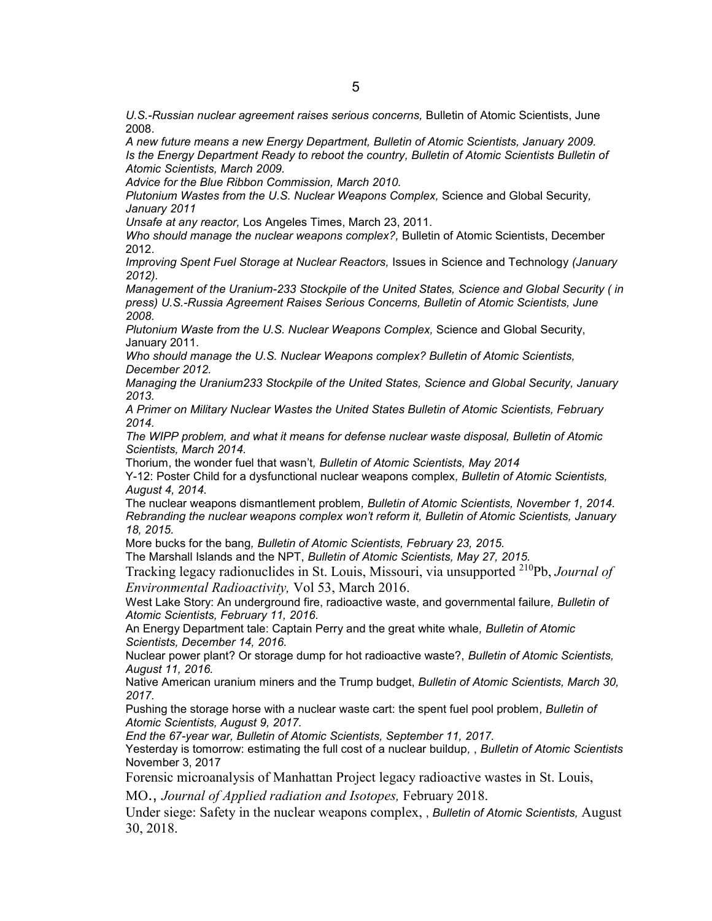*U.S.-Russian nuclear agreement raises serious concerns,* Bulletin of Atomic Scientists, June 2008.

*A new future means a new Energy Department, Bulletin of Atomic Scientists, January 2009.*

*Is the Energy Department Ready to reboot the country, Bulletin of Atomic Scientists Bulletin of Atomic Scientists, March 2009.*

*Advice for the Blue Ribbon Commission, March 2010.*

*Plutonium Wastes from the U.S. Nuclear Weapons Complex,* Science and Global Security*, January 2011*

*Unsafe at any reactor,* Los Angeles Times, March 23, 2011.

*Who should manage the nuclear weapons complex?,* Bulletin of Atomic Scientists, December 2012.

*Improving Spent Fuel Storage at Nuclear Reactors,* Issues in Science and Technology *(January 2012).*

*Management of the Uranium-233 Stockpile of the United States, Science and Global Security ( in press) U.S.-Russia Agreement Raises Serious Concerns, Bulletin of Atomic Scientists, June 2008.*

*Plutonium Waste from the U.S. Nuclear Weapons Complex,* Science and Global Security, January 2011.

*Who should manage the U.S. Nuclear Weapons complex? Bulletin of Atomic Scientists, December 2012.*

*Managing the Uranium233 Stockpile of the United States, Science and Global Security, January 2013.*

*A Primer on Military Nuclear Wastes the United States Bulletin of Atomic Scientists, February 2014.*

*The WIPP problem, and what it means for defense nuclear waste disposal, Bulletin of Atomic Scientists, March 2014.*

Thorium, the wonder fuel that wasn't*, Bulletin of Atomic Scientists, May 2014*

Y-12: Poster Child for a dysfunctional nuclear weapons complex*, Bulletin of Atomic Scientists, August 4, 2014.*

The nuclear weapons dismantlement problem*, Bulletin of Atomic Scientists, November 1, 2014.*

*Rebranding the nuclear weapons complex won't reform it, Bulletin of Atomic Scientists, January 18, 2015.*

More bucks for the bang*, Bulletin of Atomic Scientists, February 23, 2015.*

The Marshall Islands and the NPT, *Bulletin of Atomic Scientists, May 27, 2015.*

Tracking legacy radionuclides in St. Louis, Missouri, via unsupported $^{210}$Pb, *Journal of Environmental Radioactivity,* Vol 53, March 2016.

West Lake Story: An underground fire, radioactive waste, and governmental failure*, Bulletin of Atomic Scientists, February 11, 2016.*

An Energy Department tale: Captain Perry and the great white whale*, Bulletin of Atomic Scientists, December 14, 2016.*

Nuclear power plant? Or storage dump for hot radioactive waste?, *Bulletin of Atomic Scientists, August 11, 2016.*

Native American uranium miners and the Trump budget, *Bulletin of Atomic Scientists, March 30, 2017.*

Pushing the storage horse with a nuclear waste cart: the spent fuel pool problem*, Bulletin of Atomic Scientists, August 9, 2017.*

*End the 67-year war, Bulletin of Atomic Scientists, September 11, 2017.*

Yesterday is tomorrow: estimating the full cost of a nuclear buildup*, , Bulletin of Atomic Scientists* November 3, 2017

Forensic microanalysis of Manhattan Project legacy radioactive wastes in St. Louis, MO., *Journal of Applied radiation and Isotopes,* February 2018.

Under siege: Safety in the nuclear weapons complex, , *Bulletin of Atomic Scientists,* August 30, 2018.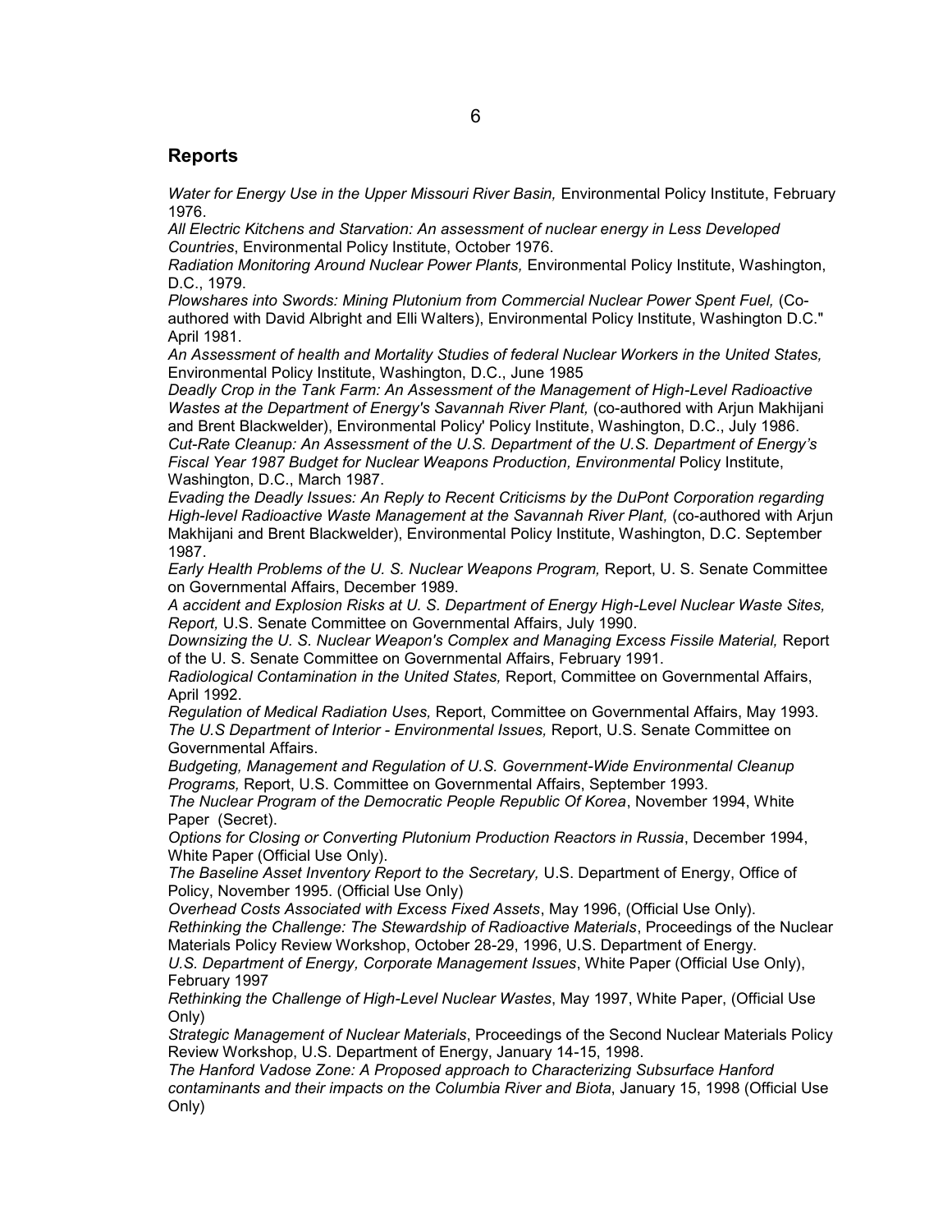## Reports

*Water for Energy Use in the Upper Missouri River Basin,* Environmental Policy Institute, February 1976.

*All Electric Kitchens and Starvation: An assessment of nuclear energy in Less Developed Countries*, Environmental Policy Institute, October 1976.

*Radiation Monitoring Around Nuclear Power Plants,* Environmental Policy Institute, Washington, D.C., 1979.

*Plowshares into Swords: Mining Plutonium from Commercial Nuclear Power Spent Fuel,* (Co-authored with David Albright and Elli Walters), Environmental Policy Institute, Washington D.C." April 1981.

*An Assessment of health and Mortality Studies of federal Nuclear Workers in the United States,* Environmental Policy Institute, Washington, D.C., June 1985

*Deadly Crop in the Tank Farm: An Assessment of the Management of High-Level Radioactive Wastes at the Department of Energy's Savannah River Plant,* (co-authored with Arjun Makhijani and Brent Blackwelder), Environmental Policy' Policy Institute, Washington, D.C., July 1986.

*Cut-Rate Cleanup: An Assessment of the U.S. Department of the U.S. Department of Energy's Fiscal Year 1987 Budget for Nuclear Weapons Production, Environmental* Policy Institute, Washington, D.C., March 1987.

*Evading the Deadly Issues: An Reply to Recent Criticisms by the DuPont Corporation regarding High-level Radioactive Waste Management at the Savannah River Plant,* (co-authored with Arjun Makhijani and Brent Blackwelder), Environmental Policy Institute, Washington, D.C. September 1987.

*Early Health Problems of the U. S. Nuclear Weapons Program,* Report, U. S. Senate Committee on Governmental Affairs, December 1989.

*A accident and Explosion Risks at U. S. Department of Energy High-Level Nuclear Waste Sites, Report,* U.S. Senate Committee on Governmental Affairs, July 1990.

*Downsizing the U. S. Nuclear Weapon's Complex and Managing Excess Fissile Material,* Report of the U. S. Senate Committee on Governmental Affairs, February 1991.

*Radiological Contamination in the United States,* Report, Committee on Governmental Affairs, April 1992.

*Regulation of Medical Radiation Uses,* Report, Committee on Governmental Affairs, May 1993.

*The U.S Department of Interior - Environmental Issues,* Report, U.S. Senate Committee on Governmental Affairs.

*Budgeting, Management and Regulation of U.S. Government-Wide Environmental Cleanup Programs,* Report, U.S. Committee on Governmental Affairs, September 1993.

*The Nuclear Program of the Democratic People Republic Of Korea*, November 1994, White Paper (Secret).

*Options for Closing or Converting Plutonium Production Reactors in Russia*, December 1994, White Paper (Official Use Only).

*The Baseline Asset Inventory Report to the Secretary,* U.S. Department of Energy, Office of Policy, November 1995. (Official Use Only)

*Overhead Costs Associated with Excess Fixed Assets*, May 1996, (Official Use Only).

*Rethinking the Challenge: The Stewardship of Radioactive Materials*, Proceedings of the Nuclear Materials Policy Review Workshop, October 28-29, 1996, U.S. Department of Energy.

*U.S. Department of Energy, Corporate Management Issues*, White Paper (Official Use Only), February 1997

*Rethinking the Challenge of High-Level Nuclear Wastes*, May 1997, White Paper, (Official Use Only)

*Strategic Management of Nuclear Materials*, Proceedings of the Second Nuclear Materials Policy Review Workshop, U.S. Department of Energy, January 14-15, 1998.

*The Hanford Vadose Zone: A Proposed approach to Characterizing Subsurface Hanford contaminants and their impacts on the Columbia River and Biota*, January 15, 1998 (Official Use Only)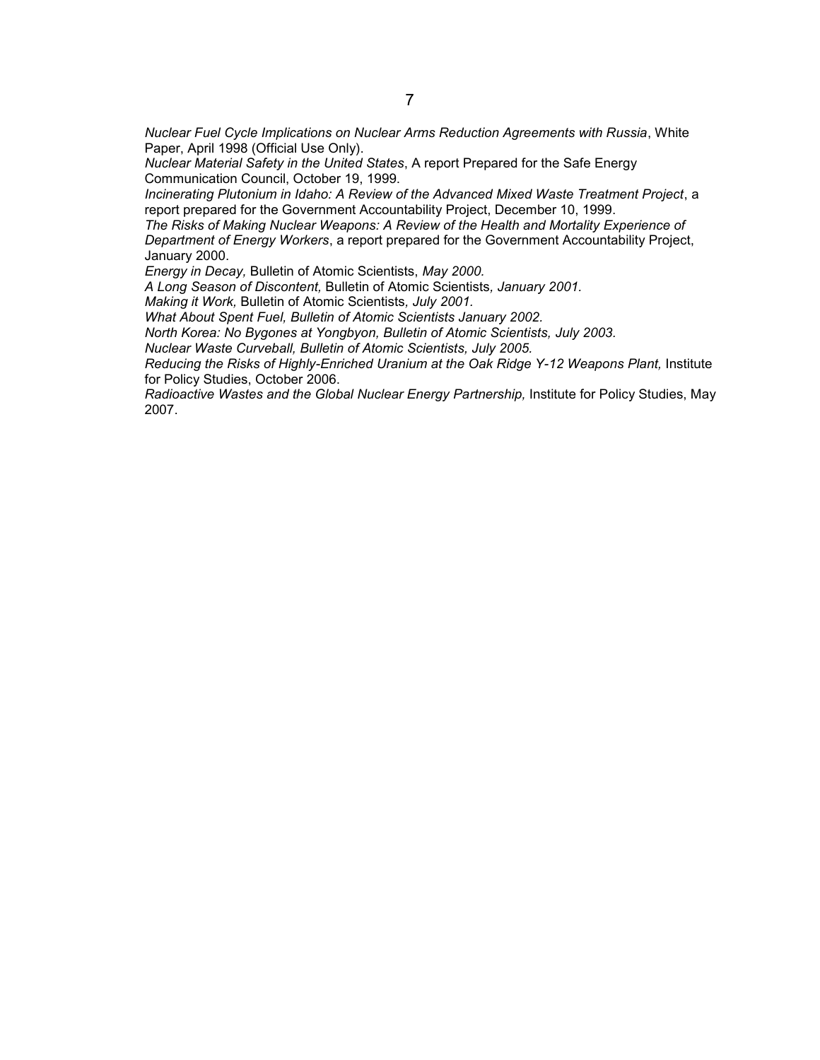*Nuclear Fuel Cycle Implications on Nuclear Arms Reduction Agreements with Russia*, White Paper, April 1998 (Official Use Only).

*Nuclear Material Safety in the United States*, A report Prepared for the Safe Energy Communication Council, October 19, 1999.

*Incinerating Plutonium in Idaho: A Review of the Advanced Mixed Waste Treatment Project*, a report prepared for the Government Accountability Project, December 10, 1999.

*The Risks of Making Nuclear Weapons: A Review of the Health and Mortality Experience of Department of Energy Workers*, a report prepared for the Government Accountability Project, January 2000.

*Energy in Decay,* Bulletin of Atomic Scientists, *May 2000.*

*A Long Season of Discontent,* Bulletin of Atomic Scientists*, January 2001.*

*Making it Work,* Bulletin of Atomic Scientists*, July 2001.*

*What About Spent Fuel, Bulletin of Atomic Scientists January 2002.*

*North Korea: No Bygones at Yongbyon, Bulletin of Atomic Scientists, July 2003.*

*Nuclear Waste Curveball, Bulletin of Atomic Scientists, July 2005.*

*Reducing the Risks of Highly-Enriched Uranium at the Oak Ridge Y-12 Weapons Plant,* Institute for Policy Studies, October 2006.

*Radioactive Wastes and the Global Nuclear Energy Partnership,* Institute for Policy Studies, May 2007.